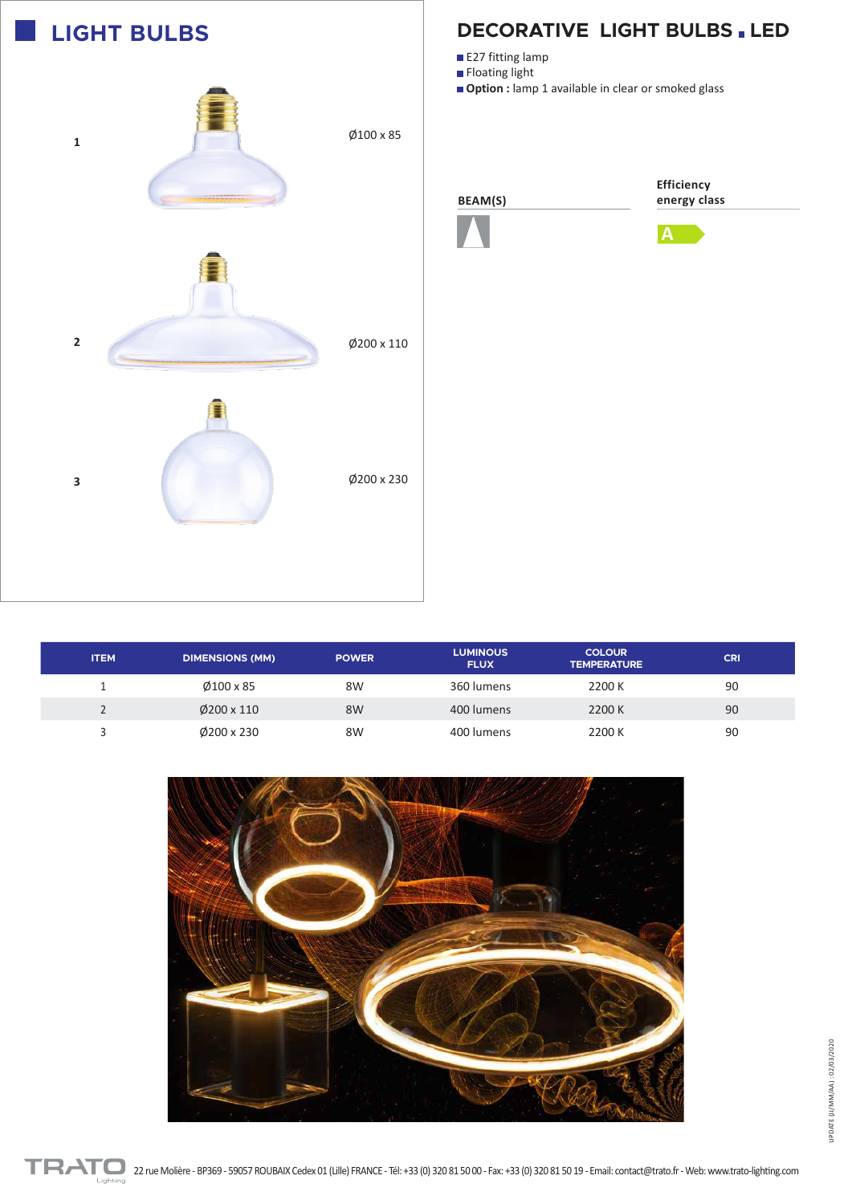# LIGHT BULBS

1 — Ø100 x 85

2 — Ø200 x 110

3 — Ø200 x 230

## DECORATIVE LIGHT BULBS . LED

- E27 fitting lamp
- Floating light
- **Option :** lamp 1 available in clear or smoked glass

**BEAM(S)**

**Efficiency energy class**

A

| ITEM | DIMENSIONS (MM) | POWER | LUMINOUS FLUX | COLOUR TEMPERATURE | CRI |
|---|---|---|---|---|---|
| 1 | Ø100 x 85 | 8W | 360 lumens | 2200 K | 90 |
| 2 | Ø200 x 110 | 8W | 400 lumens | 2200 K | 90 |
| 3 | Ø200 x 230 | 8W | 400 lumens | 2200 K | 90 |

UPDATE (JJ/MM/AA) : 02/03/2020

TRATO Lighting 22 rue Molière - BP369 - 59057 ROUBAIX Cedex 01 (Lille) FRANCE - Tél: +33 (0) 320 81 50 00 - Fax: +33 (0) 320 81 50 19 - Email: contact@trato.fr - Web: www.trato-lighting.com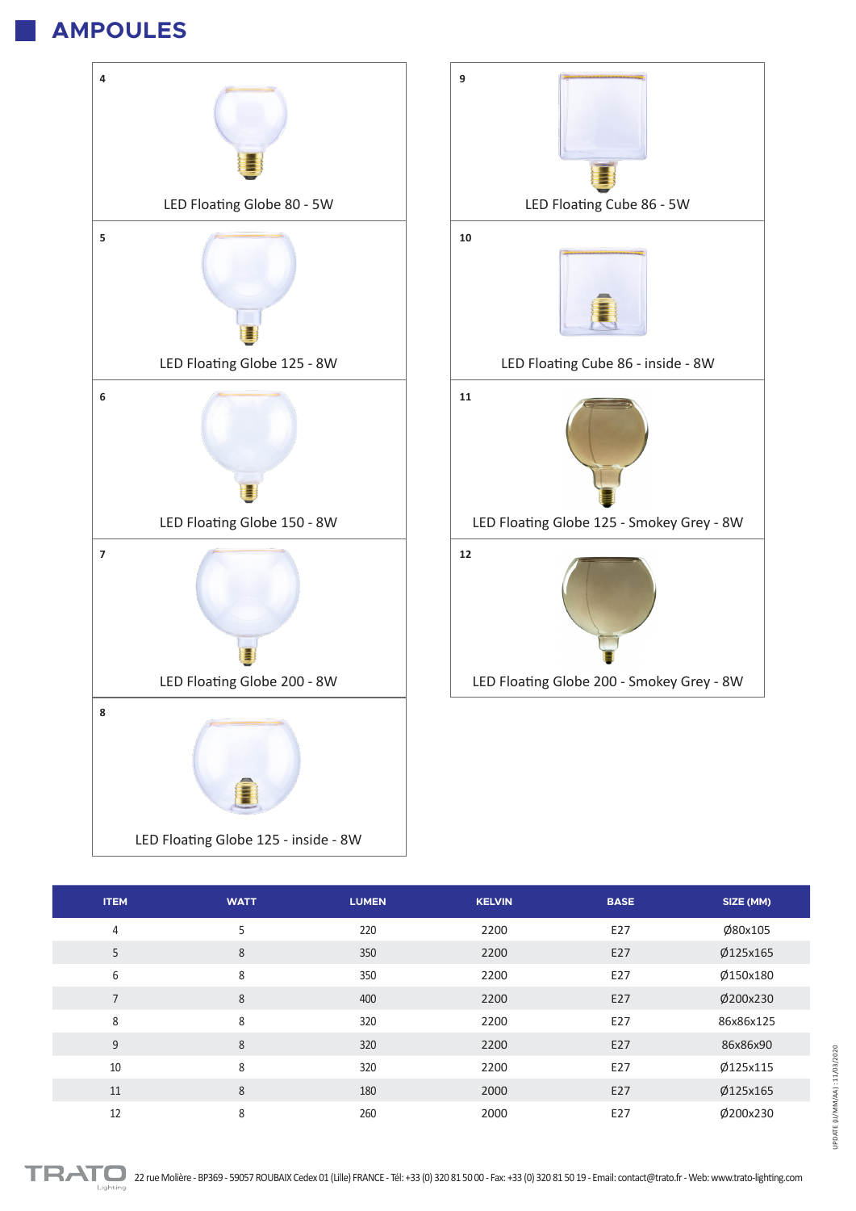# AMPOULES

**4**

LED Floating Globe 80 - 5W

**5**

LED Floating Globe 125 - 8W

**6**

LED Floating Globe 150 - 8W

**7**

LED Floating Globe 200 - 8W

**8**

LED Floating Globe 125 - inside - 8W

**9**

LED Floating Cube 86 - 5W

**10**

LED Floating Cube 86 - inside - 8W

**11**

LED Floating Globe 125 - Smokey Grey - 8W

**12**

LED Floating Globe 200 - Smokey Grey - 8W

| ITEM | WATT | LUMEN | KELVIN | BASE | SIZE (MM) |
|---|---|---|---|---|---|
| 4 | 5 | 220 | 2200 | E27 | Ø80x105 |
| 5 | 8 | 350 | 2200 | E27 | Ø125x165 |
| 6 | 8 | 350 | 2200 | E27 | Ø150x180 |
| 7 | 8 | 400 | 2200 | E27 | Ø200x230 |
| 8 | 8 | 320 | 2200 | E27 | 86x86x125 |
| 9 | 8 | 320 | 2200 | E27 | 86x86x90 |
| 10 | 8 | 320 | 2200 | E27 | Ø125x115 |
| 11 | 8 | 180 | 2000 | E27 | Ø125x165 |
| 12 | 8 | 260 | 2000 | E27 | Ø200x230 |

UPDATE (JJ/MM/AA) : 11/03/2020

TRATO Lighting 22 rue Molière - BP369 - 59057 ROUBAIX Cedex 01 (Lille) FRANCE - Tél: +33 (0) 320 81 50 00 - Fax: +33 (0) 320 81 50 19 - Email: contact@trato.fr - Web: www.trato-lighting.com